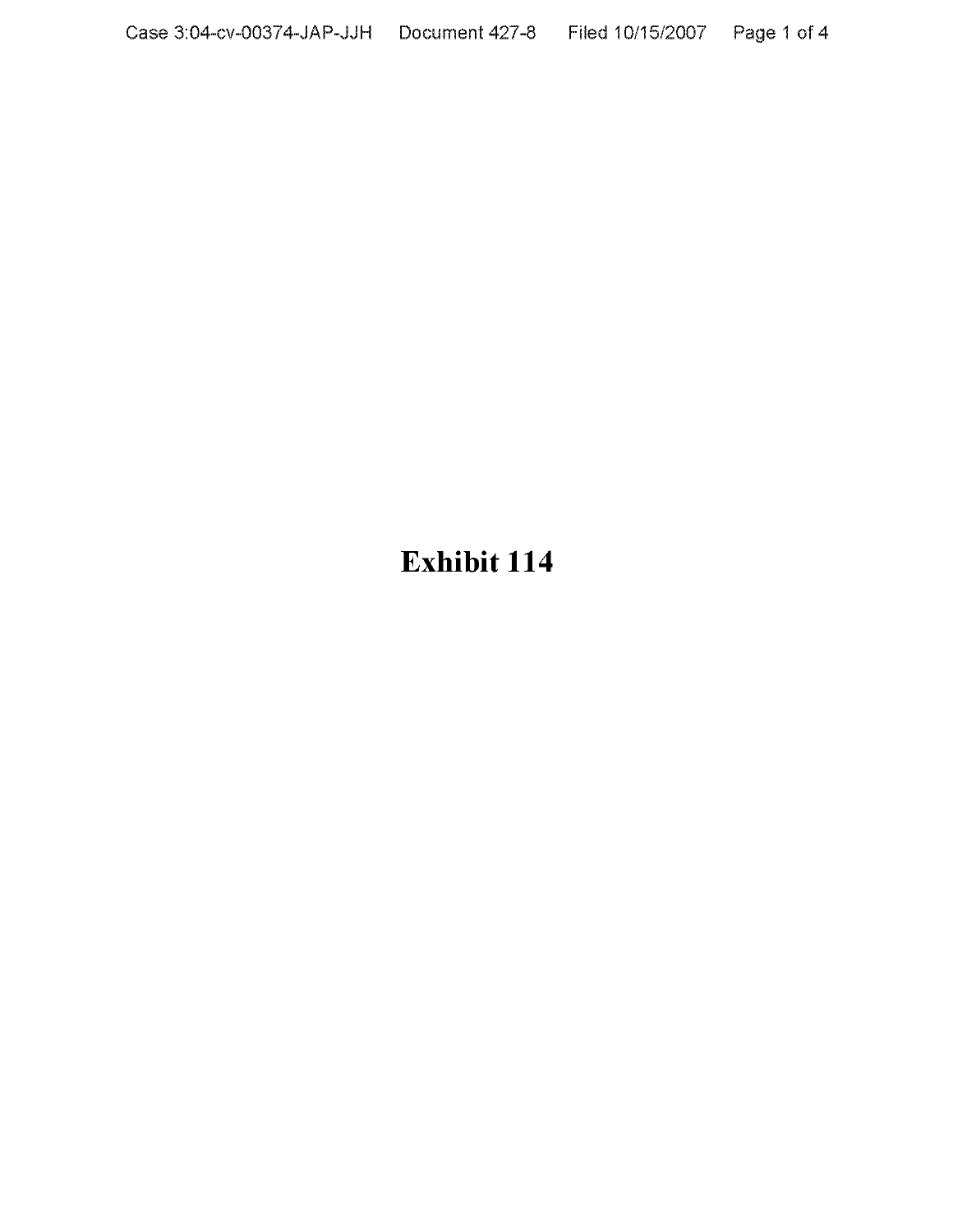# Exhibit 114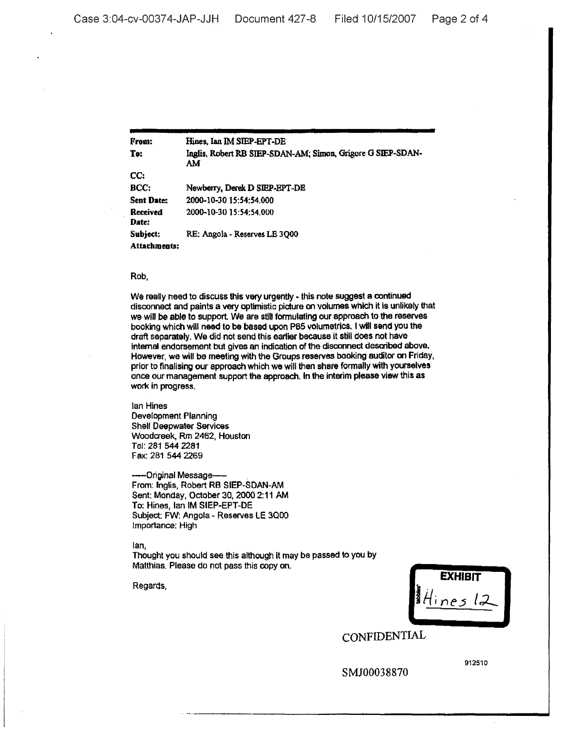| | |
|---|---|
| **From:** | Hines, Ian IM SIEP-EPT-DE |
| **To:** | Inglis, Robert RB SIEP-SDAN-AM; Simon, Grigore G SIEP-SDAN-AM |
| **CC:** | |
| **BCC:** | Newberry, Derek D SIEP-EPT-DE |
| **Sent Date:** | 2000-10-30 15:54:54.000 |
| **Received Date:** | 2000-10-30 15:54:54.000 |
| **Subject:** | RE: Angola - Reserves LE 3Q00 |
| **Attachments:** | |

Rob,

We really need to discuss this very urgently - this note suggest a continued disconnect and paints a very optimistic picture on volumes which it is unlikely that we will be able to support. We are still formulating our approach to the reserves booking which will need to be based upon P85 volumetrics. I will send you the draft separately. We did not send this earlier because it still does not have internal endorsement but gives an indication of the disconnect described above. However, we will be meeting with the Groups reserves booking auditor on Friday, prior to finalising our approach which we will then share formally with yourselves once our management support the approach. In the interim please view this as work in progress.

Ian Hines
Development Planning
Shell Deepwater Services
Woodcreek, Rm 2462, Houston
Tel: 281 544 2281
Fax: 281 544 2269

-----Original Message-----
From: Inglis, Robert RB SIEP-SDAN-AM
Sent: Monday, October 30, 2000 2:11 AM
To: Hines, Ian IM SIEP-EPT-DE
Subject: FW: Angola - Reserves LE 3Q00
Importance: High

Ian,
Thought you should see this although it may be passed to you by Matthias. Please do not pass this copy on.

Regards,

EXHIBIT
Hines 12

CONFIDENTIAL

912510

SMJ00038870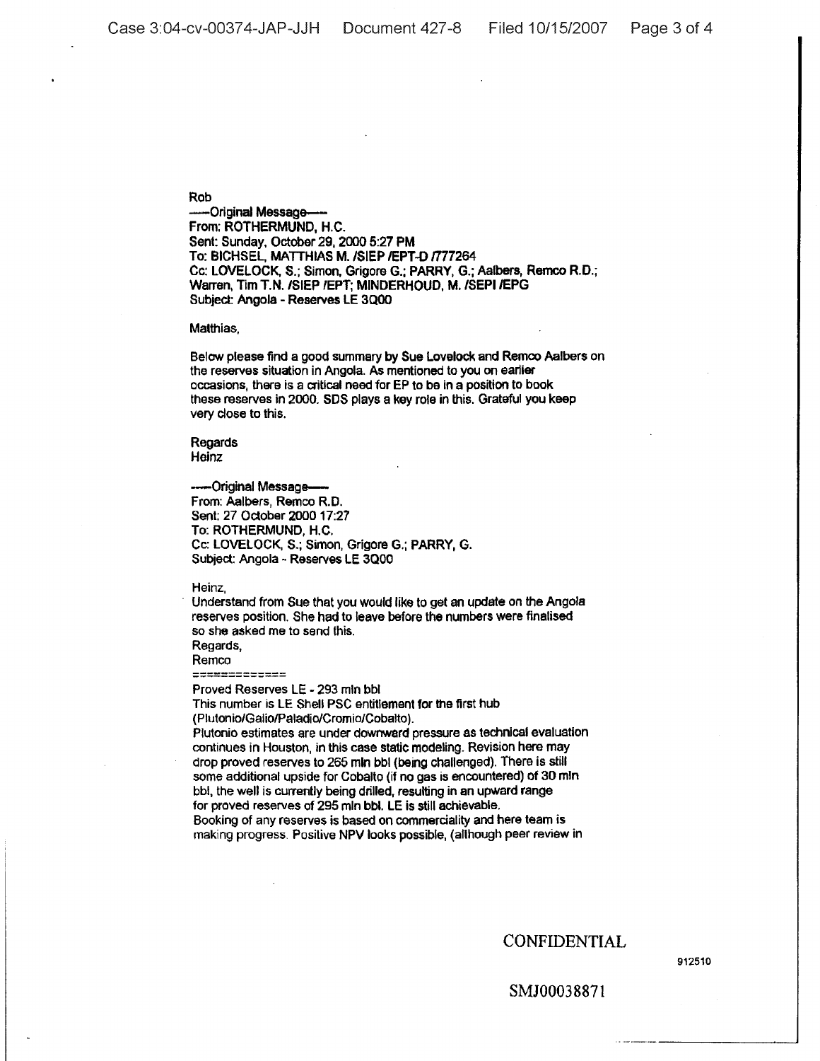Rob

-----Original Message-----
From: ROTHERMUND, H.C.
Sent: Sunday, October 29, 2000 5:27 PM
To: BICHSEL, MATTHIAS M. /SIEP /EPT-D /777264
Cc: LOVELOCK, S.; Simon, Grigore G.; PARRY, G.; Aalbers, Remco R.D.; Warren, Tim T.N. /SIEP /EPT; MINDERHOUD, M. /SEPI /EPG
Subject: Angola - Reserves LE 3Q00

Matthias,

Below please find a good summary by Sue Lovelock and Remco Aalbers on the reserves situation in Angola. As mentioned to you on earlier occasions, there is a critical need for EP to be in a position to book these reserves in 2000. SDS plays a key role in this. Grateful you keep very close to this.

Regards
Heinz

-----Original Message-----
From: Aalbers, Remco R.D.
Sent: 27 October 2000 17:27
To: ROTHERMUND, H.C.
Cc: LOVELOCK, S.; Simon, Grigore G.; PARRY, G.
Subject: Angola - Reserves LE 3Q00

Heinz,
Understand from Sue that you would like to get an update on the Angola reserves position. She had to leave before the numbers were finalised so she asked me to send this.
Regards,
Remco
=============
Proved Reserves LE - 293 mln bbl
This number is LE Shell PSC entitlement for the first hub (Plutonio/Galio/Paladio/Cromio/Cobalto).
Plutonio estimates are under downward pressure as technical evaluation continues in Houston, in this case static modeling. Revision here may drop proved reserves to 265 mln bbl (being challenged). There is still some additional upside for Cobalto (if no gas is encountered) of 30 mln bbl, the well is currently being drilled, resulting in an upward range for proved reserves of 295 mln bbl. LE is still achievable.
Booking of any reserves is based on commerciality and here team is making progress. Positive NPV looks possible, (although peer review in

CONFIDENTIAL

912510

SMJ00038871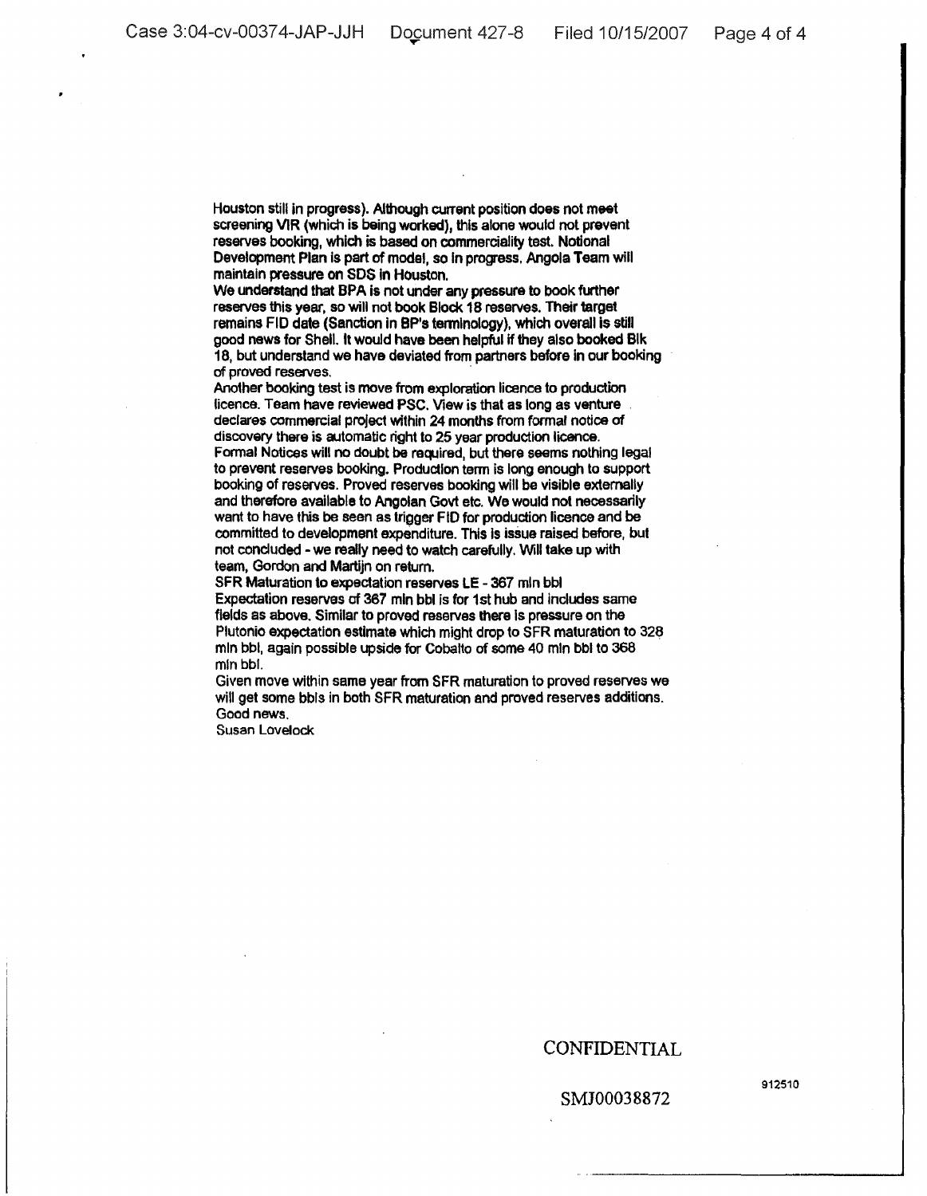Houston still in progress). Although current position does not meet screening VIR (which is being worked), this alone would not prevent reserves booking, which is based on commerciality test. Notional Development Plan is part of model, so in progress. Angola Team will maintain pressure on SDS in Houston.

We understand that BPA is not under any pressure to book further reserves this year, so will not book Block 18 reserves. Their target remains FID date (Sanction in BP's terminology), which overall is still good news for Shell. It would have been helpful if they also booked Blk 18, but understand we have deviated from partners before in our booking of proved reserves.

Another booking test is move from exploration licence to production licence. Team have reviewed PSC. View is that as long as venture declares commercial project within 24 months from formal notice of discovery there is automatic right to 25 year production licence. Formal Notices will no doubt be required, but there seems nothing legal to prevent reserves booking. Production term is long enough to support booking of reserves. Proved reserves booking will be visible externally and therefore available to Angolan Govt etc. We would not necessarily want to have this be seen as trigger FID for production licence and be committed to development expenditure. This is issue raised before, but not concluded - we really need to watch carefully. Will take up with team, Gordon and Martijn on return.

SFR Maturation to expectation reserves LE - 367 mln bbl

Expectation reserves of 367 mln bbl is for 1st hub and includes same fields as above. Similar to proved reserves there is pressure on the Plutonio expectation estimate which might drop to SFR maturation to 328 mln bbl, again possible upside for Cobalto of some 40 mln bbl to 368 mln bbl.

Given move within same year from SFR maturation to proved reserves we will get some bbls in both SFR maturation and proved reserves additions. Good news.

Susan Lovelock

CONFIDENTIAL

SMJ00038872

912510